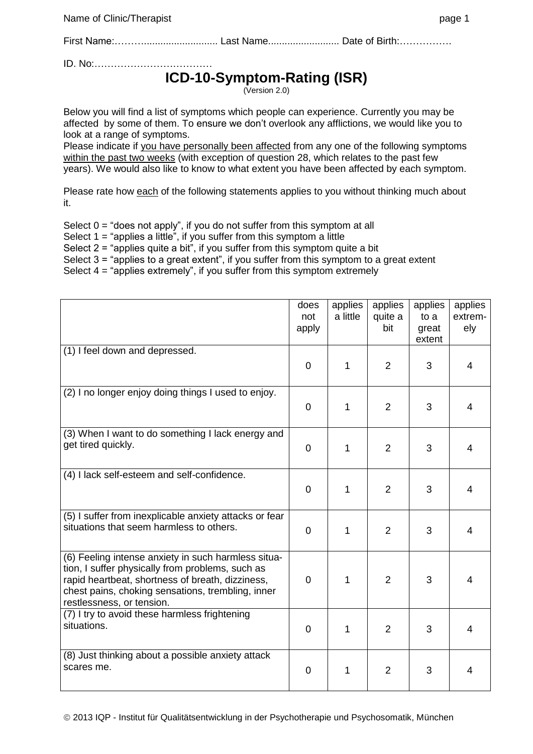Name of Clinic/Therapist

First Name:……….......................... Last Name......................... Date of Birth:…………….

ID. No:………………………………

# ICD-10-Symptom-Rating (ISR)

(Version 2.0)

Below you will find a list of symptoms which people can experience. Currently you may be affected by some of them. To ensure we don't overlook any afflictions, we would like you to look at a range of symptoms.

Please indicate if <u>you have personally been affected</u> from any one of the following symptoms <u>within the past two weeks</u> (with exception of question 28, which relates to the past few years). We would also like to know to what extent you have been affected by each symptom.

Please rate how <u>each</u> of the following statements applies to you without thinking much about it.

Select 0 = "does not apply", if you do not suffer from this symptom at all
Select 1 = "applies a little", if you suffer from this symptom a little
Select 2 = "applies quite a bit", if you suffer from this symptom quite a bit
Select 3 = "applies to a great extent", if you suffer from this symptom to a great extent
Select 4 = "applies extremely", if you suffer from this symptom extremely

| | does not apply | applies a little | applies quite a bit | applies to a great extent | applies extremely |
|---|---|---|---|---|---|
| (1) I feel down and depressed. | 0 | 1 | 2 | 3 | 4 |
| (2) I no longer enjoy doing things I used to enjoy. | 0 | 1 | 2 | 3 | 4 |
| (3) When I want to do something I lack energy and get tired quickly. | 0 | 1 | 2 | 3 | 4 |
| (4) I lack self-esteem and self-confidence. | 0 | 1 | 2 | 3 | 4 |
| (5) I suffer from inexplicable anxiety attacks or fear situations that seem harmless to others. | 0 | 1 | 2 | 3 | 4 |
| (6) Feeling intense anxiety in such harmless situation, I suffer physically from problems, such as rapid heartbeat, shortness of breath, dizziness, chest pains, choking sensations, trembling, inner restlessness, or tension. | 0 | 1 | 2 | 3 | 4 |
| (7) I try to avoid these harmless frightening situations. | 0 | 1 | 2 | 3 | 4 |
| (8) Just thinking about a possible anxiety attack scares me. | 0 | 1 | 2 | 3 | 4 |

© 2013 IQP - Institut für Qualitätsentwicklung in der Psychotherapie und Psychosomatik, München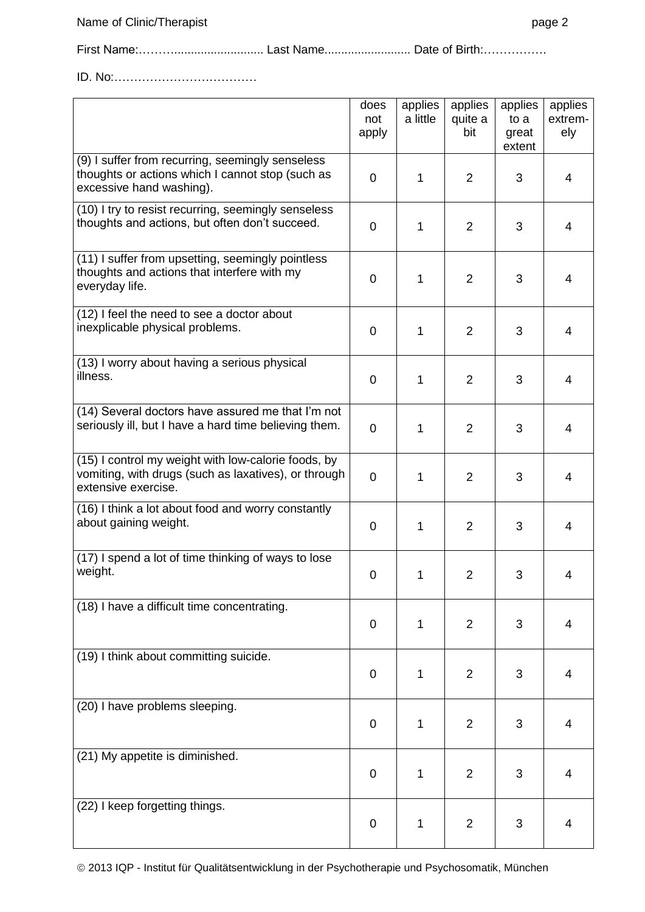First Name:…………........................... Last Name......................... Date of Birth:…………….

ID. No:………………………………

| | does not apply | applies a little | applies quite a bit | applies to a great extent | applies extrem-ely |
|---|---|---|---|---|---|
| (9) I suffer from recurring, seemingly senseless thoughts or actions which I cannot stop (such as excessive hand washing). | 0 | 1 | 2 | 3 | 4 |
| (10) I try to resist recurring, seemingly senseless thoughts and actions, but often don't succeed. | 0 | 1 | 2 | 3 | 4 |
| (11) I suffer from upsetting, seemingly pointless thoughts and actions that interfere with my everyday life. | 0 | 1 | 2 | 3 | 4 |
| (12) I feel the need to see a doctor about inexplicable physical problems. | 0 | 1 | 2 | 3 | 4 |
| (13) I worry about having a serious physical illness. | 0 | 1 | 2 | 3 | 4 |
| (14) Several doctors have assured me that I'm not seriously ill, but I have a hard time believing them. | 0 | 1 | 2 | 3 | 4 |
| (15) I control my weight with low-calorie foods, by vomiting, with drugs (such as laxatives), or through extensive exercise. | 0 | 1 | 2 | 3 | 4 |
| (16) I think a lot about food and worry constantly about gaining weight. | 0 | 1 | 2 | 3 | 4 |
| (17) I spend a lot of time thinking of ways to lose weight. | 0 | 1 | 2 | 3 | 4 |
| (18) I have a difficult time concentrating. | 0 | 1 | 2 | 3 | 4 |
| (19) I think about committing suicide. | 0 | 1 | 2 | 3 | 4 |
| (20) I have problems sleeping. | 0 | 1 | 2 | 3 | 4 |
| (21) My appetite is diminished. | 0 | 1 | 2 | 3 | 4 |
| (22) I keep forgetting things. | 0 | 1 | 2 | 3 | 4 |

© 2013 IQP - Institut für Qualitätsentwicklung in der Psychotherapie und Psychosomatik, München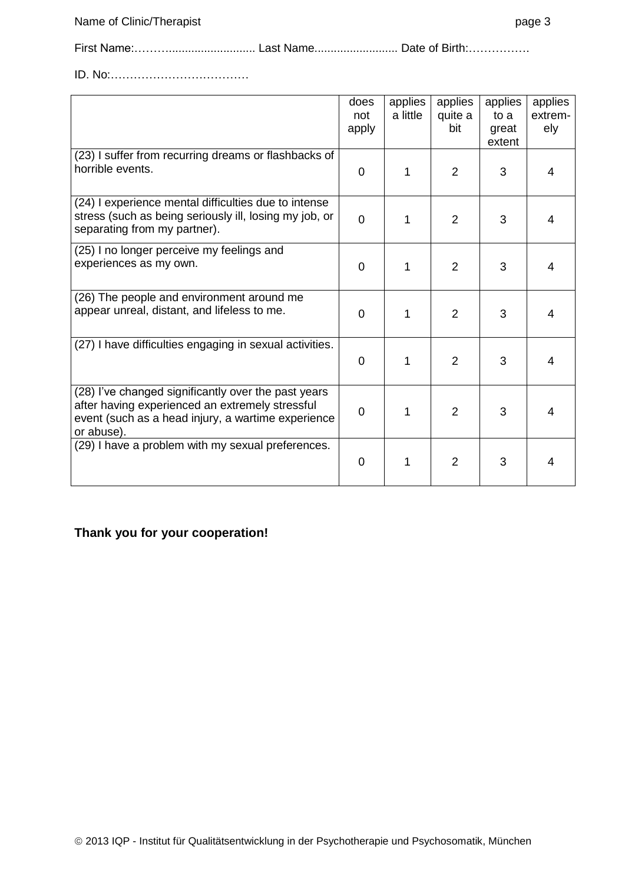First Name:…….......................... Last Name.......................... Date of Birth:…………….

ID. No:………………………………

| | does not apply | applies a little | applies quite a bit | applies to a great extent | applies extrem-ely |
|---|---|---|---|---|---|
| (23) I suffer from recurring dreams or flashbacks of horrible events. | 0 | 1 | 2 | 3 | 4 |
| (24) I experience mental difficulties due to intense stress (such as being seriously ill, losing my job, or separating from my partner). | 0 | 1 | 2 | 3 | 4 |
| (25) I no longer perceive my feelings and experiences as my own. | 0 | 1 | 2 | 3 | 4 |
| (26) The people and environment around me appear unreal, distant, and lifeless to me. | 0 | 1 | 2 | 3 | 4 |
| (27) I have difficulties engaging in sexual activities. | 0 | 1 | 2 | 3 | 4 |
| (28) I've changed significantly over the past years after having experienced an extremely stressful event (such as a head injury, a wartime experience or abuse). | 0 | 1 | 2 | 3 | 4 |
| (29) I have a problem with my sexual preferences. | 0 | 1 | 2 | 3 | 4 |

**Thank you for your cooperation!**

© 2013 IQP - Institut für Qualitätsentwicklung in der Psychotherapie und Psychosomatik, München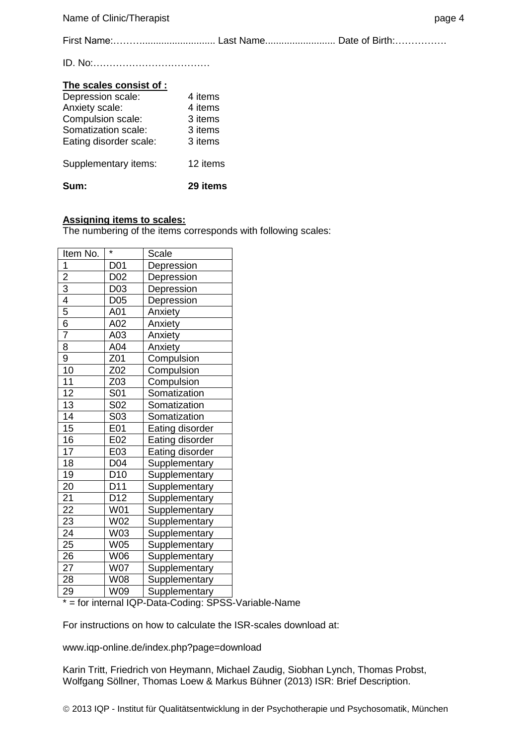First Name:……….......................... Last Name......................... Date of Birth:…………….

ID. No:………………………………

**The scales consist of :**

| | |
|---|---|
| Depression scale: | 4 items |
| Anxiety scale: | 4 items |
| Compulsion scale: | 3 items |
| Somatization scale: | 3 items |
| Eating disorder scale: | 3 items |
| Supplementary items: | 12 items |
| **Sum:** | **29 items** |

**Assigning items to scales:**
The numbering of the items corresponds with following scales:

| Item No. | * | Scale |
|---|---|---|
| 1 | D01 | Depression |
| 2 | D02 | Depression |
| 3 | D03 | Depression |
| 4 | D05 | Depression |
| 5 | A01 | Anxiety |
| 6 | A02 | Anxiety |
| 7 | A03 | Anxiety |
| 8 | A04 | Anxiety |
| 9 | Z01 | Compulsion |
| 10 | Z02 | Compulsion |
| 11 | Z03 | Compulsion |
| 12 | S01 | Somatization |
| 13 | S02 | Somatization |
| 14 | S03 | Somatization |
| 15 | E01 | Eating disorder |
| 16 | E02 | Eating disorder |
| 17 | E03 | Eating disorder |
| 18 | D04 | Supplementary |
| 19 | D10 | Supplementary |
| 20 | D11 | Supplementary |
| 21 | D12 | Supplementary |
| 22 | W01 | Supplementary |
| 23 | W02 | Supplementary |
| 24 | W03 | Supplementary |
| 25 | W05 | Supplementary |
| 26 | W06 | Supplementary |
| 27 | W07 | Supplementary |
| 28 | W08 | Supplementary |
| 29 | W09 | Supplementary |

* = for internal IQP-Data-Coding: SPSS-Variable-Name

For instructions on how to calculate the ISR-scales download at:

www.iqp-online.de/index.php?page=download

Karin Tritt, Friedrich von Heymann, Michael Zaudig, Siobhan Lynch, Thomas Probst, Wolfgang Söllner, Thomas Loew & Markus Bühner (2013) ISR: Brief Description.

© 2013 IQP - Institut für Qualitätsentwicklung in der Psychotherapie und Psychosomatik, München